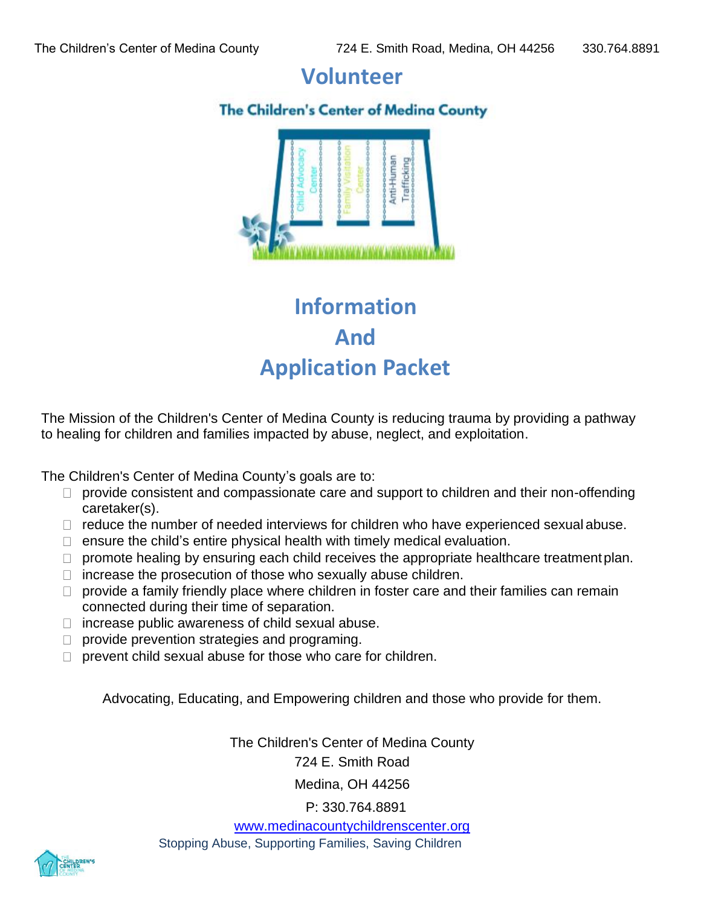# Volunteer

**The Children's Center of Medina County**

# Information
# And
# Application Packet

The Mission of the Children's Center of Medina County is reducing trauma by providing a pathway to healing for children and families impacted by abuse, neglect, and exploitation.

The Children's Center of Medina County's goals are to:

- provide consistent and compassionate care and support to children and their non-offending caretaker(s).
- reduce the number of needed interviews for children who have experienced sexual abuse.
- ensure the child's entire physical health with timely medical evaluation.
- promote healing by ensuring each child receives the appropriate healthcare treatment plan.
- increase the prosecution of those who sexually abuse children.
- provide a family friendly place where children in foster care and their families can remain connected during their time of separation.
- increase public awareness of child sexual abuse.
- provide prevention strategies and programing.
- prevent child sexual abuse for those who care for children.

Advocating, Educating, and Empowering children and those who provide for them.

The Children's Center of Medina County
724 E. Smith Road
Medina, OH 44256
P: 330.764.8891
www.medinacountychildrenscenter.org
Stopping Abuse, Supporting Families, Saving Children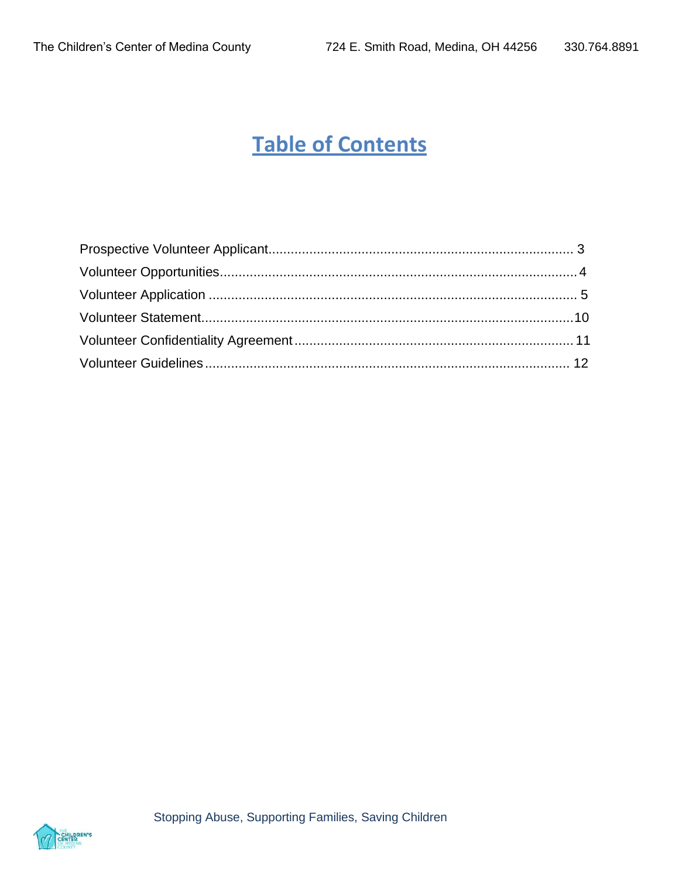# Table of Contents

| | |
|---|---|
| Prospective Volunteer Applicant | 3 |
| Volunteer Opportunities | 4 |
| Volunteer Application | 5 |
| Volunteer Statement | 10 |
| Volunteer Confidentiality Agreement | 11 |
| Volunteer Guidelines | 12 |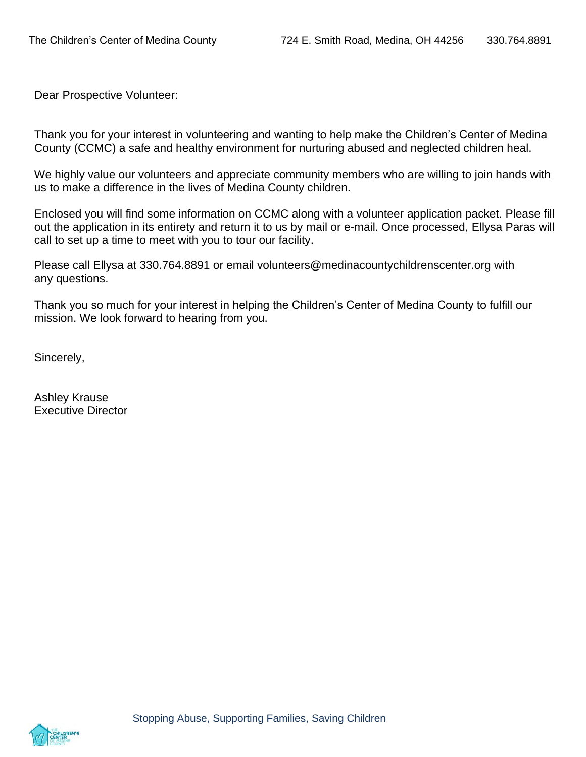Dear Prospective Volunteer:

Thank you for your interest in volunteering and wanting to help make the Children's Center of Medina County (CCMC) a safe and healthy environment for nurturing abused and neglected children heal.

We highly value our volunteers and appreciate community members who are willing to join hands with us to make a difference in the lives of Medina County children.

Enclosed you will find some information on CCMC along with a volunteer application packet. Please fill out the application in its entirety and return it to us by mail or e-mail. Once processed, Ellysa Paras will call to set up a time to meet with you to tour our facility.

Please call Ellysa at 330.764.8891 or email volunteers@medinacountychildrenscenter.org with any questions.

Thank you so much for your interest in helping the Children's Center of Medina County to fulfill our mission. We look forward to hearing from you.

Sincerely,

Ashley Krause
Executive Director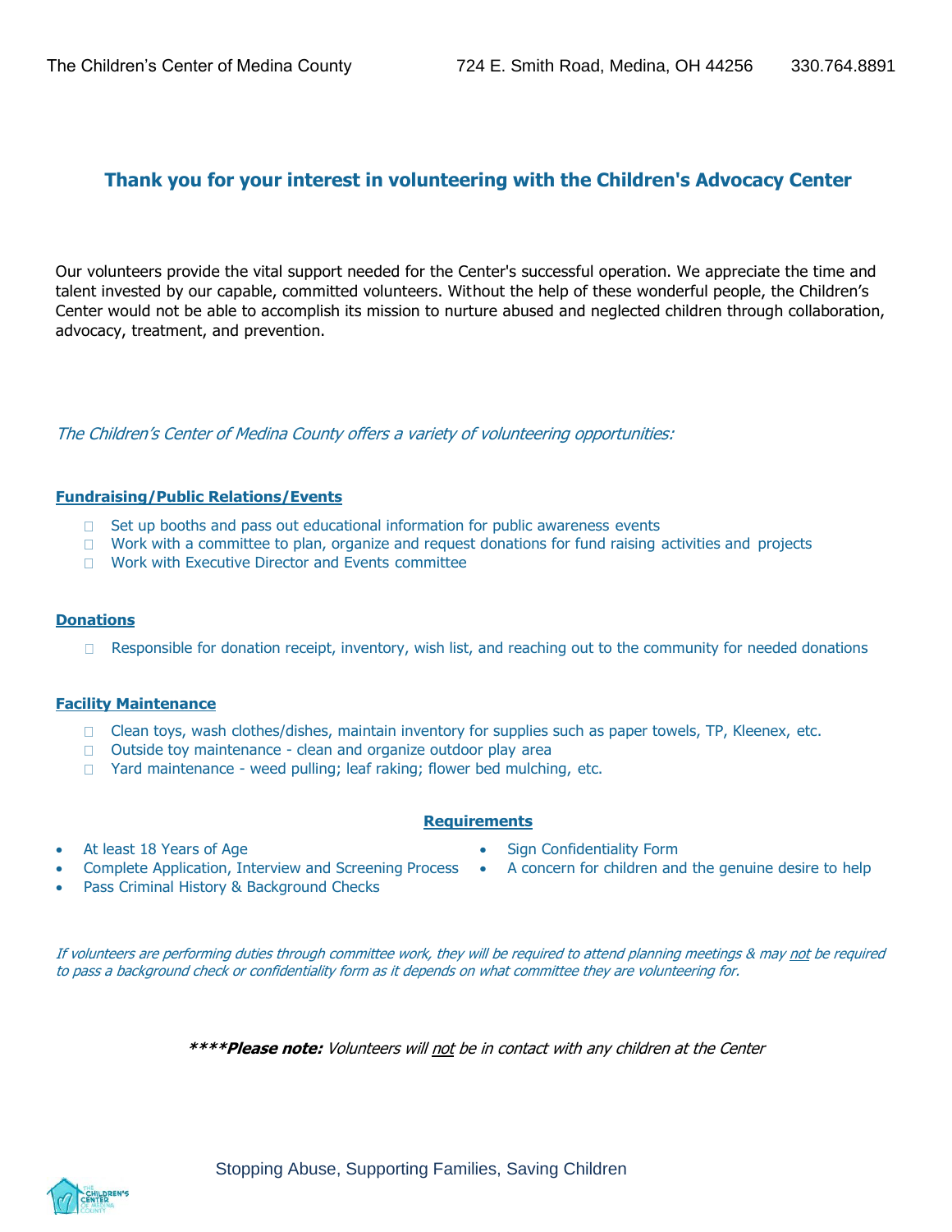The Children's Center of Medina County 724 E. Smith Road, Medina, OH 44256 330.764.8891

## Thank you for your interest in volunteering with the Children's Advocacy Center

Our volunteers provide the vital support needed for the Center's successful operation. We appreciate the time and talent invested by our capable, committed volunteers. Without the help of these wonderful people, the Children's Center would not be able to accomplish its mission to nurture abused and neglected children through collaboration, advocacy, treatment, and prevention.

*The Children's Center of Medina County offers a variety of volunteering opportunities:*

**Fundraising/Public Relations/Events**

- Set up booths and pass out educational information for public awareness events
- Work with a committee to plan, organize and request donations for fund raising activities and projects
- Work with Executive Director and Events committee

**Donations**

- Responsible for donation receipt, inventory, wish list, and reaching out to the community for needed donations

**Facility Maintenance**

- Clean toys, wash clothes/dishes, maintain inventory for supplies such as paper towels, TP, Kleenex, etc.
- Outside toy maintenance - clean and organize outdoor play area
- Yard maintenance - weed pulling; leaf raking; flower bed mulching, etc.

**Requirements**

- At least 18 Years of Age
- Complete Application, Interview and Screening Process
- Pass Criminal History & Background Checks
- Sign Confidentiality Form
- A concern for children and the genuine desire to help

*If volunteers are performing duties through committee work, they will be required to attend planning meetings & may not be required to pass a background check or confidentiality form as it depends on what committee they are volunteering for.*

***\*\*\*\*Please note:** Volunteers will not be in contact with any children at the Center*

Stopping Abuse, Supporting Families, Saving Children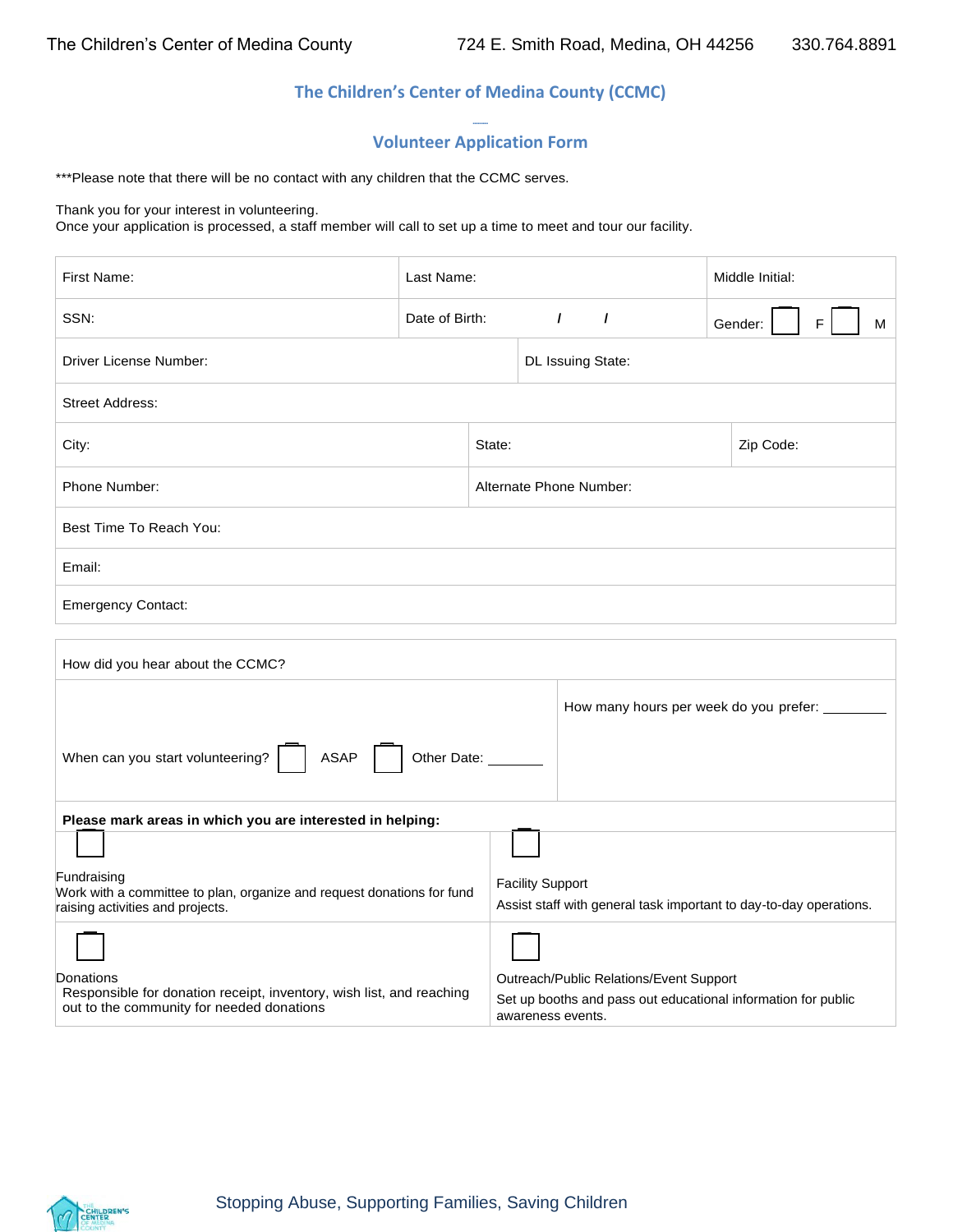## The Children's Center of Medina County (CCMC)

## Volunteer Application Form

***Please note that there will be no contact with any children that the CCMC serves.

Thank you for your interest in volunteering.
Once your application is processed, a staff member will call to set up a time to meet and tour our facility.

| First Name: | Last Name: | Middle Initial: |
|---|---|---|
| SSN: | Date of Birth: / / | Gender: ☐ F ☐ M |
| Driver License Number: | DL Issuing State: | |
| Street Address: | | |
| City: | State: | Zip Code: |
| Phone Number: | Alternate Phone Number: | |
| Best Time To Reach You: | | |
| Email: | | |
| Emergency Contact: | | |

| How did you hear about the CCMC? | |
|---|---|
| When can you start volunteering? ☐ ASAP ☐ Other Date: _______ | How many hours per week do you prefer: ________ |
| **Please mark areas in which you are interested in helping:** | |
| ☐ Fundraising<br>Work with a committee to plan, organize and request donations for fund raising activities and projects. | ☐ Facility Support<br>Assist staff with general task important to day-to-day operations. |
| ☐ Donations<br>Responsible for donation receipt, inventory, wish list, and reaching out to the community for needed donations | ☐ Outreach/Public Relations/Event Support<br>Set up booths and pass out educational information for public awareness events. |

Stopping Abuse, Supporting Families, Saving Children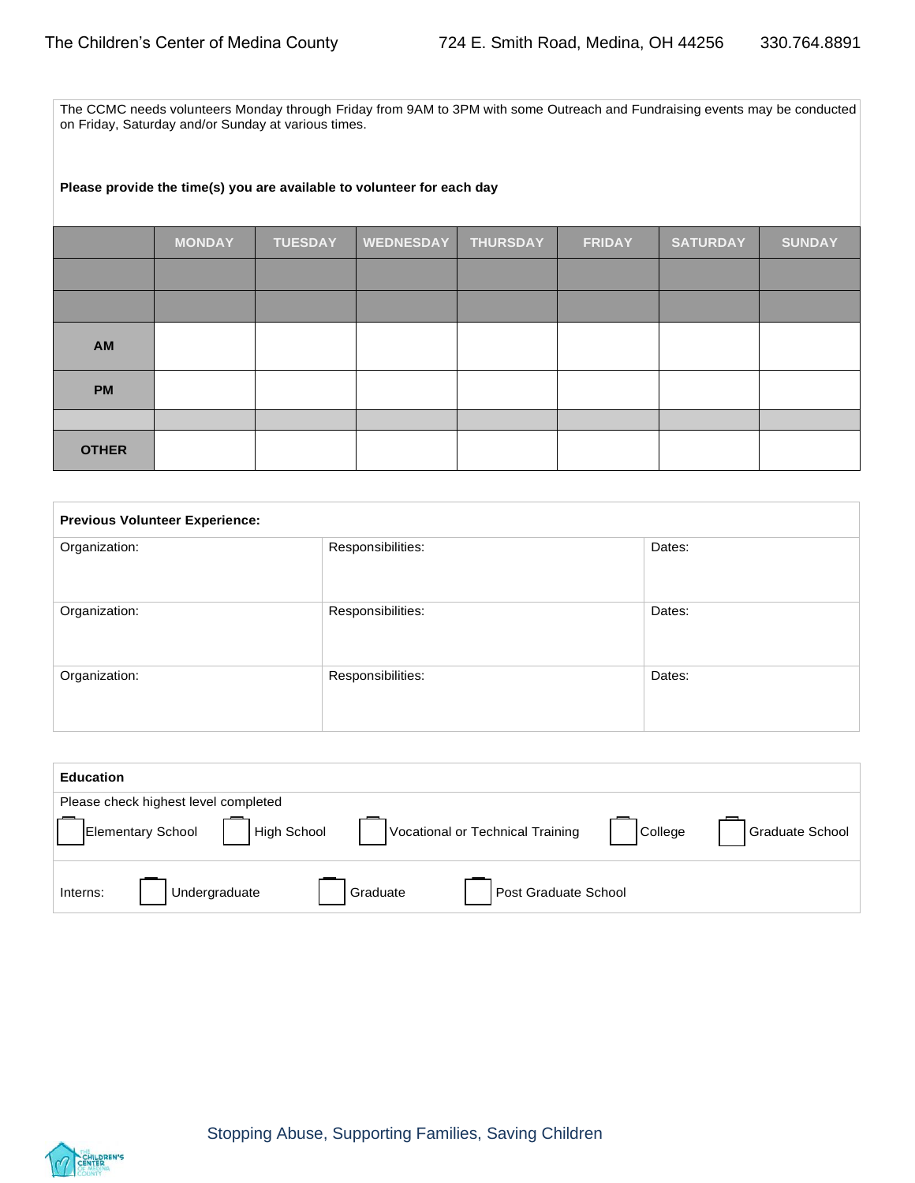The CCMC needs volunteers Monday through Friday from 9AM to 3PM with some Outreach and Fundraising events may be conducted on Friday, Saturday and/or Sunday at various times.

**Please provide the time(s) you are available to volunteer for each day**

| | MONDAY | TUESDAY | WEDNESDAY | THURSDAY | FRIDAY | SATURDAY | SUNDAY |
|---|---|---|---|---|---|---|---|
| | | | | | | | |
| | | | | | | | |
| **AM** | | | | | | | |
| **PM** | | | | | | | |
| | | | | | | | |
| **OTHER** | | | | | | | |

**Previous Volunteer Experience:**

| Organization: | Responsibilities: | Dates: |
|---|---|---|
| Organization: | Responsibilities: | Dates: |
| Organization: | Responsibilities: | Dates: |

**Education**

Please check highest level completed

☐ Elementary School ☐ High School ☐ Vocational or Technical Training ☐ College ☐ Graduate School

Interns: ☐ Undergraduate ☐ Graduate ☐ Post Graduate School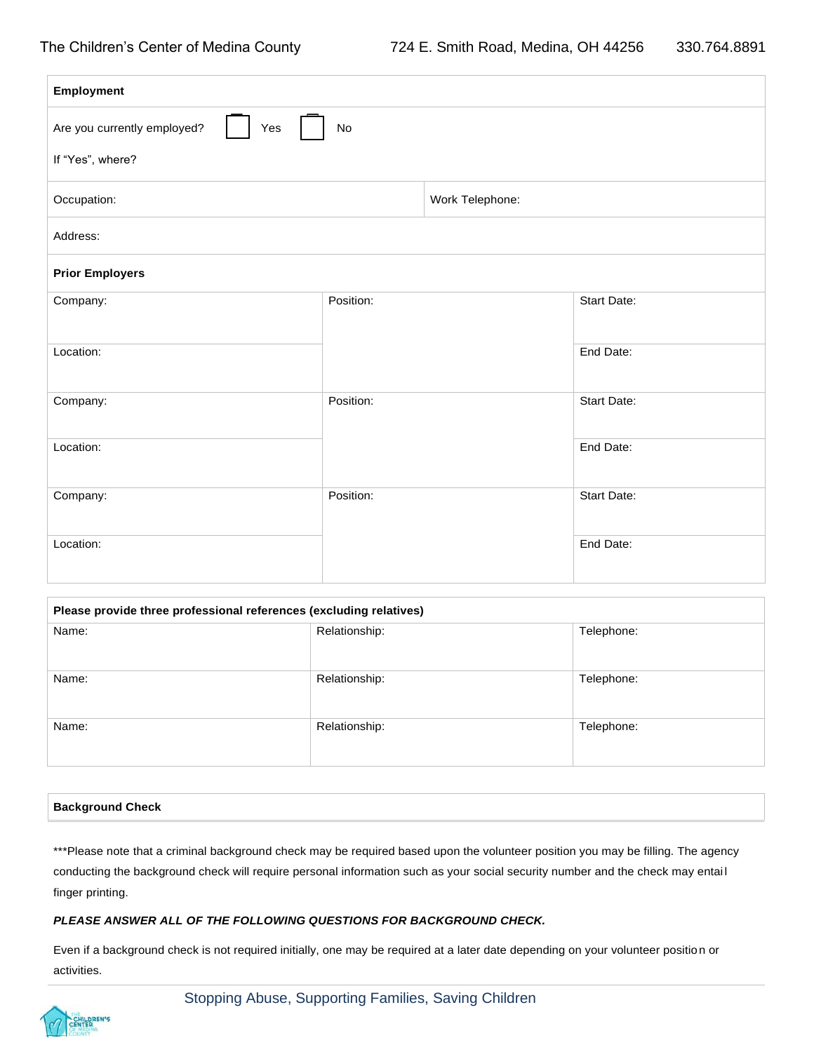## Employment

Are you currently employed? ☐ Yes ☐ No

If "Yes", where?

| Occupation: | Work Telephone: |
|---|---|

Address:

### Prior Employers

| Company: | Position: | Start Date: |
|---|---|---|
| Location: | | End Date: |
| Company: | Position: | Start Date: |
| Location: | | End Date: |
| Company: | Position: | Start Date: |
| Location: | | End Date: |

**Please provide three professional references (excluding relatives)**

| Name: | Relationship: | Telephone: |
|---|---|---|
| Name: | Relationship: | Telephone: |
| Name: | Relationship: | Telephone: |

## Background Check

***Please note that a criminal background check may be required based upon the volunteer position you may be filling. The agency conducting the background check will require personal information such as your social security number and the check may entail finger printing.

***PLEASE ANSWER ALL OF THE FOLLOWING QUESTIONS FOR BACKGROUND CHECK.***

Even if a background check is not required initially, one may be required at a later date depending on your volunteer position or activities.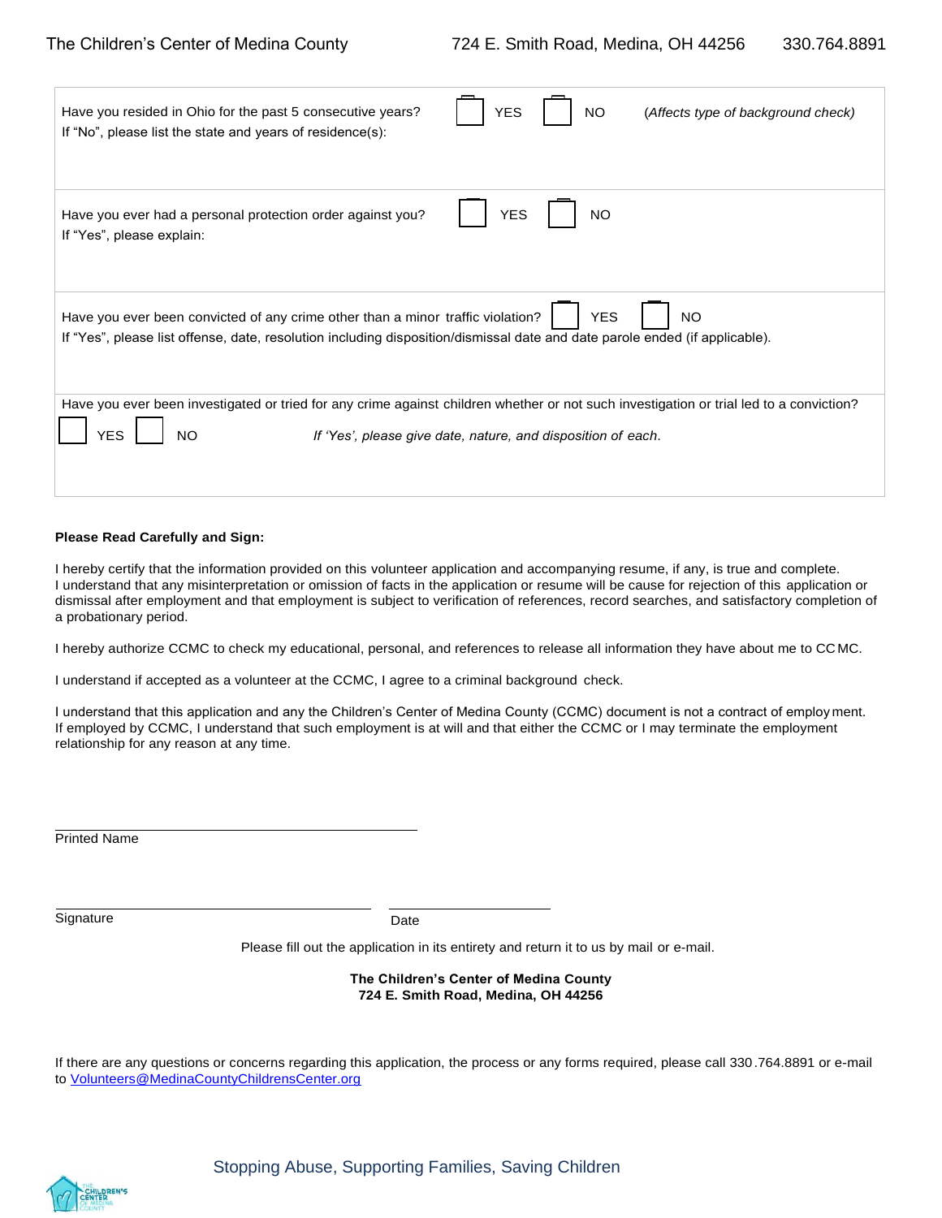Have you resided in Ohio for the past 5 consecutive years? ☐ YES ☐ NO (*Affects type of background check)*
If "No", please list the state and years of residence(s):

Have you ever had a personal protection order against you? ☐ YES ☐ NO
If "Yes", please explain:

Have you ever been convicted of any crime other than a minor traffic violation? ☐ YES ☐ NO
If "Yes", please list offense, date, resolution including disposition/dismissal date and date parole ended (if applicable).

Have you ever been investigated or tried for any crime against children whether or not such investigation or trial led to a conviction?
☐ YES ☐ NO *If 'Yes', please give date, nature, and disposition of each.*

**Please Read Carefully and Sign:**

I hereby certify that the information provided on this volunteer application and accompanying resume, if any, is true and complete. I understand that any misinterpretation or omission of facts in the application or resume will be cause for rejection of this application or dismissal after employment and that employment is subject to verification of references, record searches, and satisfactory completion of a probationary period.

I hereby authorize CCMC to check my educational, personal, and references to release all information they have about me to CCMC.

I understand if accepted as a volunteer at the CCMC, I agree to a criminal background check.

I understand that this application and any the Children's Center of Medina County (CCMC) document is not a contract of employment. If employed by CCMC, I understand that such employment is at will and that either the CCMC or I may terminate the employment relationship for any reason at any time.

\_\_\_\_\_\_\_\_\_\_\_\_\_\_\_\_\_\_\_\_\_\_\_\_\_\_\_\_\_\_\_\_\_\_\_\_
Printed Name

\_\_\_\_\_\_\_\_\_\_\_\_\_\_\_\_\_\_\_\_\_\_\_\_\_\_\_\_\_\_\_\_ \_\_\_\_\_\_\_\_\_\_\_\_\_\_\_\_
Signature Date

Please fill out the application in its entirety and return it to us by mail or e-mail.

**The Children's Center of Medina County**
**724 E. Smith Road, Medina, OH 44256**

If there are any questions or concerns regarding this application, the process or any forms required, please call 330.764.8891 or e-mail to Volunteers@MedinaCountyChildrensCenter.org

Stopping Abuse, Supporting Families, Saving Children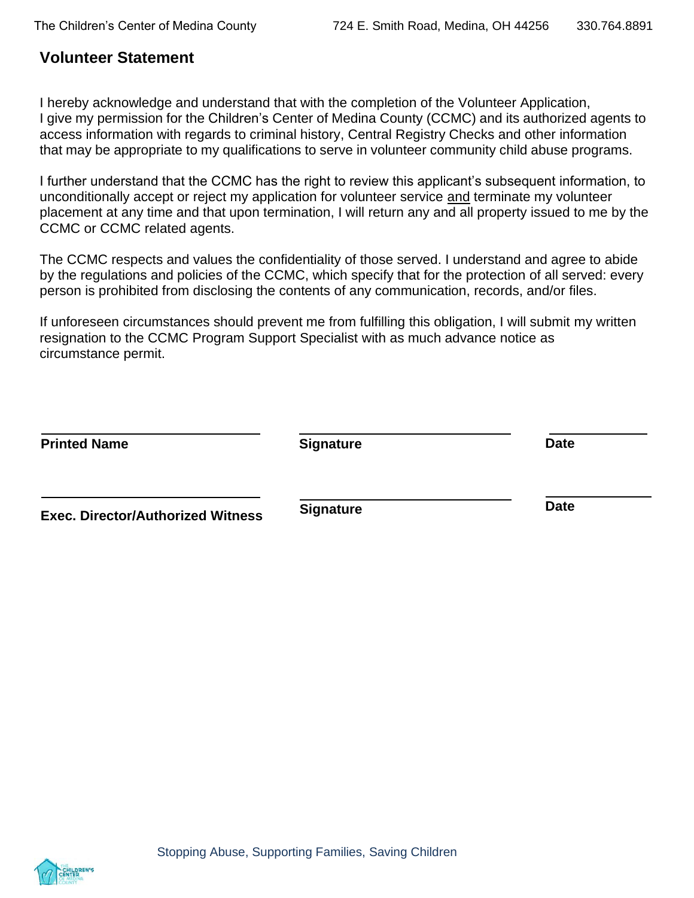## Volunteer Statement

I hereby acknowledge and understand that with the completion of the Volunteer Application, I give my permission for the Children's Center of Medina County (CCMC) and its authorized agents to access information with regards to criminal history, Central Registry Checks and other information that may be appropriate to my qualifications to serve in volunteer community child abuse programs.

I further understand that the CCMC has the right to review this applicant's subsequent information, to unconditionally accept or reject my application for volunteer service <u>and</u> terminate my volunteer placement at any time and that upon termination, I will return any and all property issued to me by the CCMC or CCMC related agents.

The CCMC respects and values the confidentiality of those served. I understand and agree to abide by the regulations and policies of the CCMC, which specify that for the protection of all served: every person is prohibited from disclosing the contents of any communication, records, and/or files.

If unforeseen circumstances should prevent me from fulfilling this obligation, I will submit my written resignation to the CCMC Program Support Specialist with as much advance notice as circumstance permit.

| ______________________ | ______________________ | ____________ |
|---|---|---|
| **Printed Name** | **Signature** | **Date** |
| ______________________ | ______________________ | ____________ |
| **Exec. Director/Authorized Witness** | **Signature** | **Date** |

Stopping Abuse, Supporting Families, Saving Children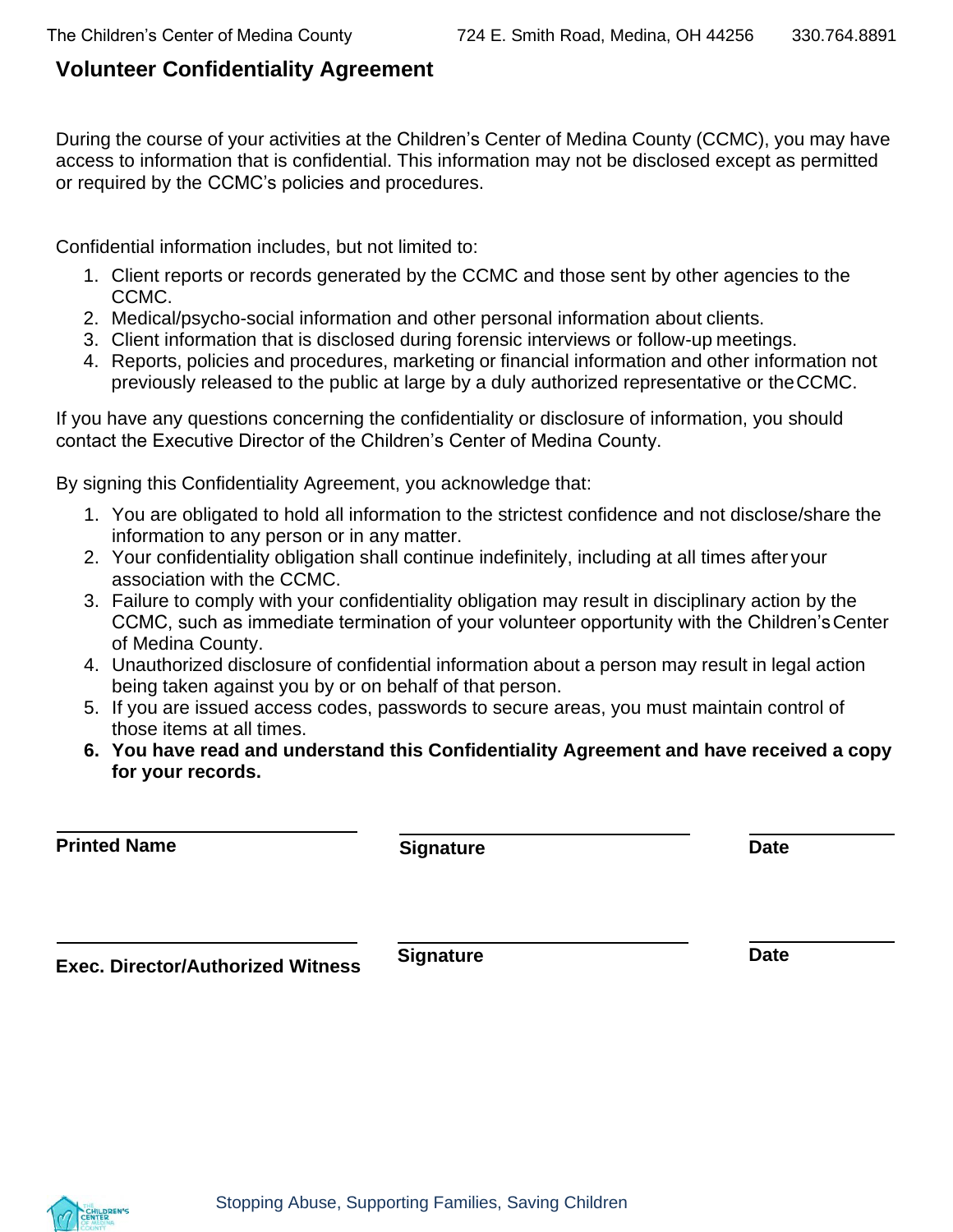## Volunteer Confidentiality Agreement

During the course of your activities at the Children's Center of Medina County (CCMC), you may have access to information that is confidential. This information may not be disclosed except as permitted or required by the CCMC's policies and procedures.

Confidential information includes, but not limited to:

1. Client reports or records generated by the CCMC and those sent by other agencies to the CCMC.
2. Medical/psycho-social information and other personal information about clients.
3. Client information that is disclosed during forensic interviews or follow-up meetings.
4. Reports, policies and procedures, marketing or financial information and other information not previously released to the public at large by a duly authorized representative or the CCMC.

If you have any questions concerning the confidentiality or disclosure of information, you should contact the Executive Director of the Children's Center of Medina County.

By signing this Confidentiality Agreement, you acknowledge that:

1. You are obligated to hold all information to the strictest confidence and not disclose/share the information to any person or in any matter.
2. Your confidentiality obligation shall continue indefinitely, including at all times after your association with the CCMC.
3. Failure to comply with your confidentiality obligation may result in disciplinary action by the CCMC, such as immediate termination of your volunteer opportunity with the Children's Center of Medina County.
4. Unauthorized disclosure of confidential information about a person may result in legal action being taken against you by or on behalf of that person.
5. If you are issued access codes, passwords to secure areas, you must maintain control of those items at all times.
6. **You have read and understand this Confidentiality Agreement and have received a copy for your records.**

______________________________ ______________________________ ______________

**Printed Name** **Signature** **Date**

______________________________ ______________________________ ______________

**Exec. Director/Authorized Witness** **Signature** **Date**

Stopping Abuse, Supporting Families, Saving Children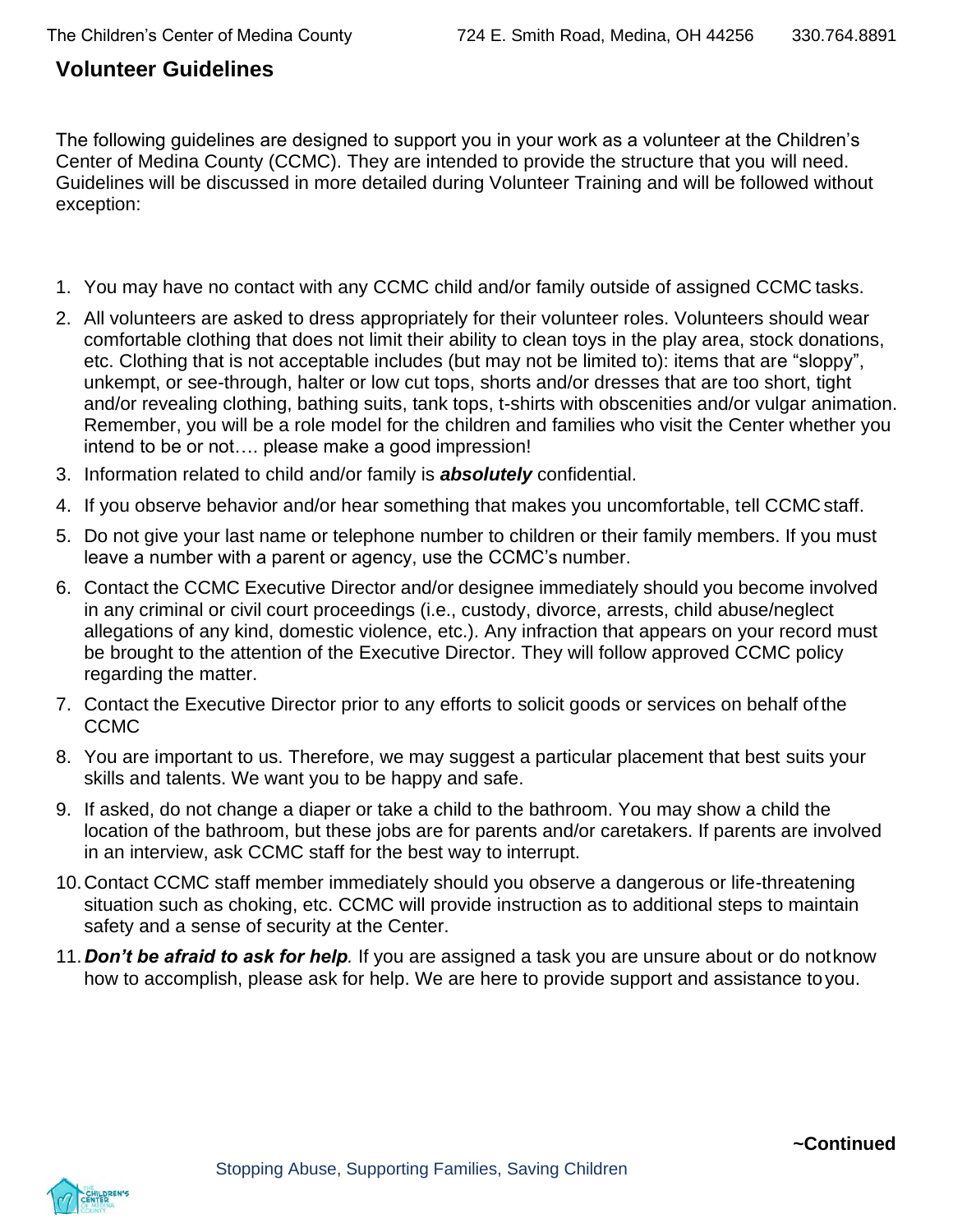## Volunteer Guidelines

The following guidelines are designed to support you in your work as a volunteer at the Children's Center of Medina County (CCMC). They are intended to provide the structure that you will need. Guidelines will be discussed in more detailed during Volunteer Training and will be followed without exception:

1. You may have no contact with any CCMC child and/or family outside of assigned CCMC tasks.
2. All volunteers are asked to dress appropriately for their volunteer roles. Volunteers should wear comfortable clothing that does not limit their ability to clean toys in the play area, stock donations, etc. Clothing that is not acceptable includes (but may not be limited to): items that are "sloppy", unkempt, or see-through, halter or low cut tops, shorts and/or dresses that are too short, tight and/or revealing clothing, bathing suits, tank tops, t-shirts with obscenities and/or vulgar animation. Remember, you will be a role model for the children and families who visit the Center whether you intend to be or not…. please make a good impression!
3. Information related to child and/or family is ***absolutely*** confidential.
4. If you observe behavior and/or hear something that makes you uncomfortable, tell CCMC staff.
5. Do not give your last name or telephone number to children or their family members. If you must leave a number with a parent or agency, use the CCMC's number.
6. Contact the CCMC Executive Director and/or designee immediately should you become involved in any criminal or civil court proceedings (i.e., custody, divorce, arrests, child abuse/neglect allegations of any kind, domestic violence, etc.). Any infraction that appears on your record must be brought to the attention of the Executive Director. They will follow approved CCMC policy regarding the matter.
7. Contact the Executive Director prior to any efforts to solicit goods or services on behalf of the CCMC
8. You are important to us. Therefore, we may suggest a particular placement that best suits your skills and talents. We want you to be happy and safe.
9. If asked, do not change a diaper or take a child to the bathroom. You may show a child the location of the bathroom, but these jobs are for parents and/or caretakers. If parents are involved in an interview, ask CCMC staff for the best way to interrupt.
10. Contact CCMC staff member immediately should you observe a dangerous or life-threatening situation such as choking, etc. CCMC will provide instruction as to additional steps to maintain safety and a sense of security at the Center.
11. ***Don't be afraid to ask for help***. If you are assigned a task you are unsure about or do not know how to accomplish, please ask for help. We are here to provide support and assistance to you.

**~Continued**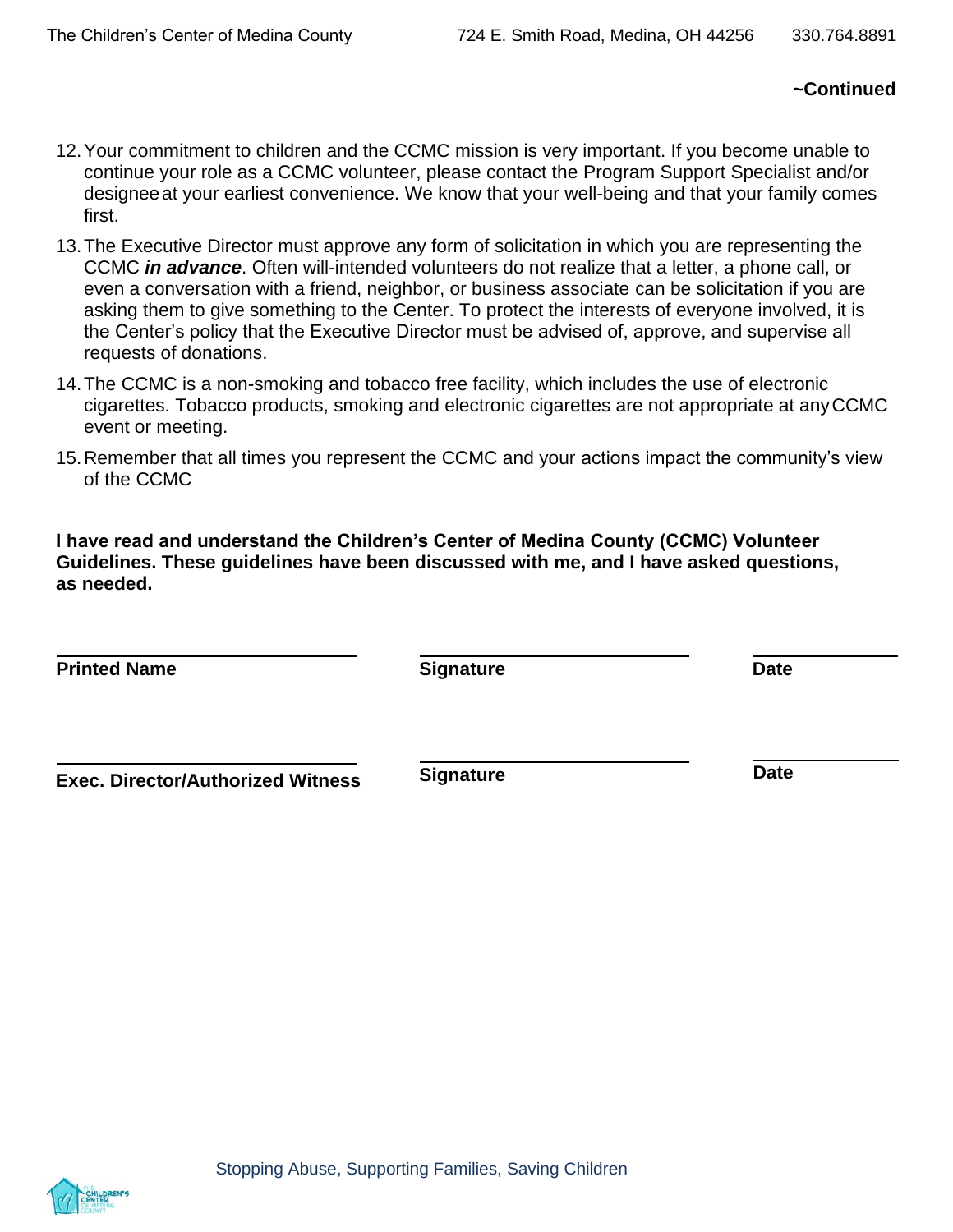~Continued

12. Your commitment to children and the CCMC mission is very important. If you become unable to continue your role as a CCMC volunteer, please contact the Program Support Specialist and/or designee at your earliest convenience. We know that your well-being and that your family comes first.
13. The Executive Director must approve any form of solicitation in which you are representing the CCMC ***in advance***. Often will-intended volunteers do not realize that a letter, a phone call, or even a conversation with a friend, neighbor, or business associate can be solicitation if you are asking them to give something to the Center. To protect the interests of everyone involved, it is the Center's policy that the Executive Director must be advised of, approve, and supervise all requests of donations.
14. The CCMC is a non-smoking and tobacco free facility, which includes the use of electronic cigarettes. Tobacco products, smoking and electronic cigarettes are not appropriate at any CCMC event or meeting.
15. Remember that all times you represent the CCMC and your actions impact the community's view of the CCMC

**I have read and understand the Children's Center of Medina County (CCMC) Volunteer Guidelines. These guidelines have been discussed with me, and I have asked questions, as needed.**

| | | |
|---|---|---|
| **Printed Name** | **Signature** | **Date** |
| | | |
| **Exec. Director/Authorized Witness** | **Signature** | **Date** |

Stopping Abuse, Supporting Families, Saving Children